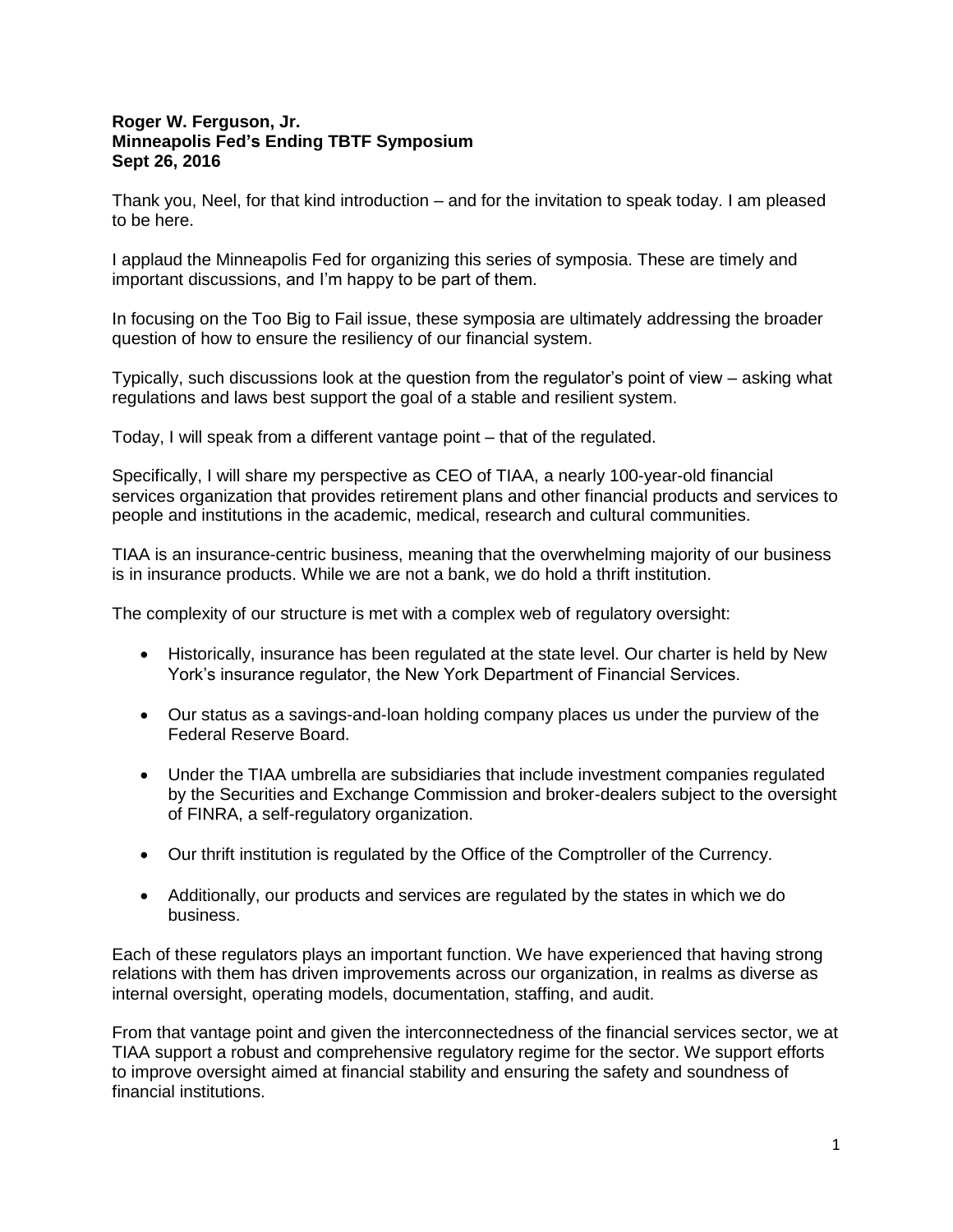**Roger W. Ferguson, Jr.**
**Minneapolis Fed's Ending TBTF Symposium**
**Sept 26, 2016**

Thank you, Neel, for that kind introduction – and for the invitation to speak today. I am pleased to be here.

I applaud the Minneapolis Fed for organizing this series of symposia. These are timely and important discussions, and I'm happy to be part of them.

In focusing on the Too Big to Fail issue, these symposia are ultimately addressing the broader question of how to ensure the resiliency of our financial system.

Typically, such discussions look at the question from the regulator's point of view – asking what regulations and laws best support the goal of a stable and resilient system.

Today, I will speak from a different vantage point – that of the regulated.

Specifically, I will share my perspective as CEO of TIAA, a nearly 100-year-old financial services organization that provides retirement plans and other financial products and services to people and institutions in the academic, medical, research and cultural communities.

TIAA is an insurance-centric business, meaning that the overwhelming majority of our business is in insurance products. While we are not a bank, we do hold a thrift institution.

The complexity of our structure is met with a complex web of regulatory oversight:

- Historically, insurance has been regulated at the state level. Our charter is held by New York's insurance regulator, the New York Department of Financial Services.
- Our status as a savings-and-loan holding company places us under the purview of the Federal Reserve Board.
- Under the TIAA umbrella are subsidiaries that include investment companies regulated by the Securities and Exchange Commission and broker-dealers subject to the oversight of FINRA, a self-regulatory organization.
- Our thrift institution is regulated by the Office of the Comptroller of the Currency.
- Additionally, our products and services are regulated by the states in which we do business.

Each of these regulators plays an important function. We have experienced that having strong relations with them has driven improvements across our organization, in realms as diverse as internal oversight, operating models, documentation, staffing, and audit.

From that vantage point and given the interconnectedness of the financial services sector, we at TIAA support a robust and comprehensive regulatory regime for the sector. We support efforts to improve oversight aimed at financial stability and ensuring the safety and soundness of financial institutions.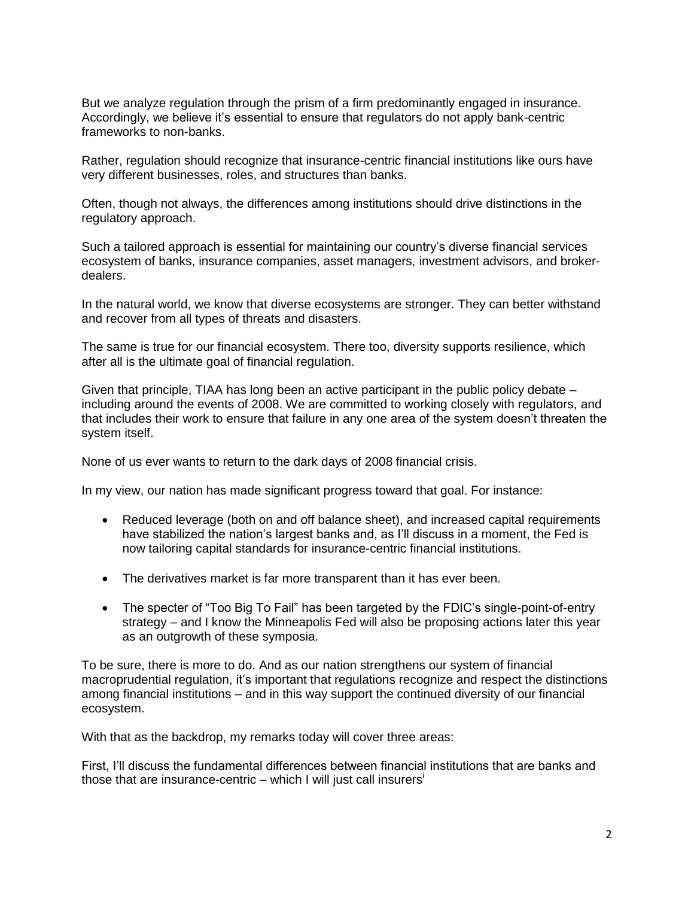But we analyze regulation through the prism of a firm predominantly engaged in insurance. Accordingly, we believe it's essential to ensure that regulators do not apply bank-centric frameworks to non-banks.

Rather, regulation should recognize that insurance-centric financial institutions like ours have very different businesses, roles, and structures than banks.

Often, though not always, the differences among institutions should drive distinctions in the regulatory approach.

Such a tailored approach is essential for maintaining our country's diverse financial services ecosystem of banks, insurance companies, asset managers, investment advisors, and broker-dealers.

In the natural world, we know that diverse ecosystems are stronger. They can better withstand and recover from all types of threats and disasters.

The same is true for our financial ecosystem. There too, diversity supports resilience, which after all is the ultimate goal of financial regulation.

Given that principle, TIAA has long been an active participant in the public policy debate – including around the events of 2008. We are committed to working closely with regulators, and that includes their work to ensure that failure in any one area of the system doesn't threaten the system itself.

None of us ever wants to return to the dark days of 2008 financial crisis.

In my view, our nation has made significant progress toward that goal. For instance:

- Reduced leverage (both on and off balance sheet), and increased capital requirements have stabilized the nation's largest banks and, as I'll discuss in a moment, the Fed is now tailoring capital standards for insurance-centric financial institutions.

- The derivatives market is far more transparent than it has ever been.

- The specter of "Too Big To Fail" has been targeted by the FDIC's single-point-of-entry strategy – and I know the Minneapolis Fed will also be proposing actions later this year as an outgrowth of these symposia.

To be sure, there is more to do. And as our nation strengthens our system of financial macroprudential regulation, it's important that regulations recognize and respect the distinctions among financial institutions – and in this way support the continued diversity of our financial ecosystem.

With that as the backdrop, my remarks today will cover three areas:

First, I'll discuss the fundamental differences between financial institutions that are banks and those that are insurance-centric – which I will just call insurers[i]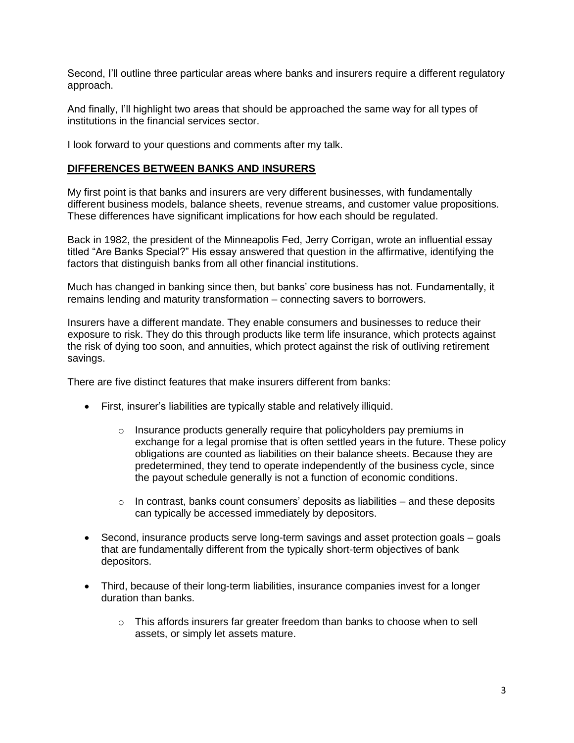Second, I'll outline three particular areas where banks and insurers require a different regulatory approach.

And finally, I'll highlight two areas that should be approached the same way for all types of institutions in the financial services sector.

I look forward to your questions and comments after my talk.

## **DIFFERENCES BETWEEN BANKS AND INSURERS**

My first point is that banks and insurers are very different businesses, with fundamentally different business models, balance sheets, revenue streams, and customer value propositions. These differences have significant implications for how each should be regulated.

Back in 1982, the president of the Minneapolis Fed, Jerry Corrigan, wrote an influential essay titled "Are Banks Special?" His essay answered that question in the affirmative, identifying the factors that distinguish banks from all other financial institutions.

Much has changed in banking since then, but banks' core business has not. Fundamentally, it remains lending and maturity transformation – connecting savers to borrowers.

Insurers have a different mandate. They enable consumers and businesses to reduce their exposure to risk. They do this through products like term life insurance, which protects against the risk of dying too soon, and annuities, which protect against the risk of outliving retirement savings.

There are five distinct features that make insurers different from banks:

- First, insurer's liabilities are typically stable and relatively illiquid.
  - Insurance products generally require that policyholders pay premiums in exchange for a legal promise that is often settled years in the future. These policy obligations are counted as liabilities on their balance sheets. Because they are predetermined, they tend to operate independently of the business cycle, since the payout schedule generally is not a function of economic conditions.
  - In contrast, banks count consumers' deposits as liabilities – and these deposits can typically be accessed immediately by depositors.
- Second, insurance products serve long-term savings and asset protection goals – goals that are fundamentally different from the typically short-term objectives of bank depositors.
- Third, because of their long-term liabilities, insurance companies invest for a longer duration than banks.
  - This affords insurers far greater freedom than banks to choose when to sell assets, or simply let assets mature.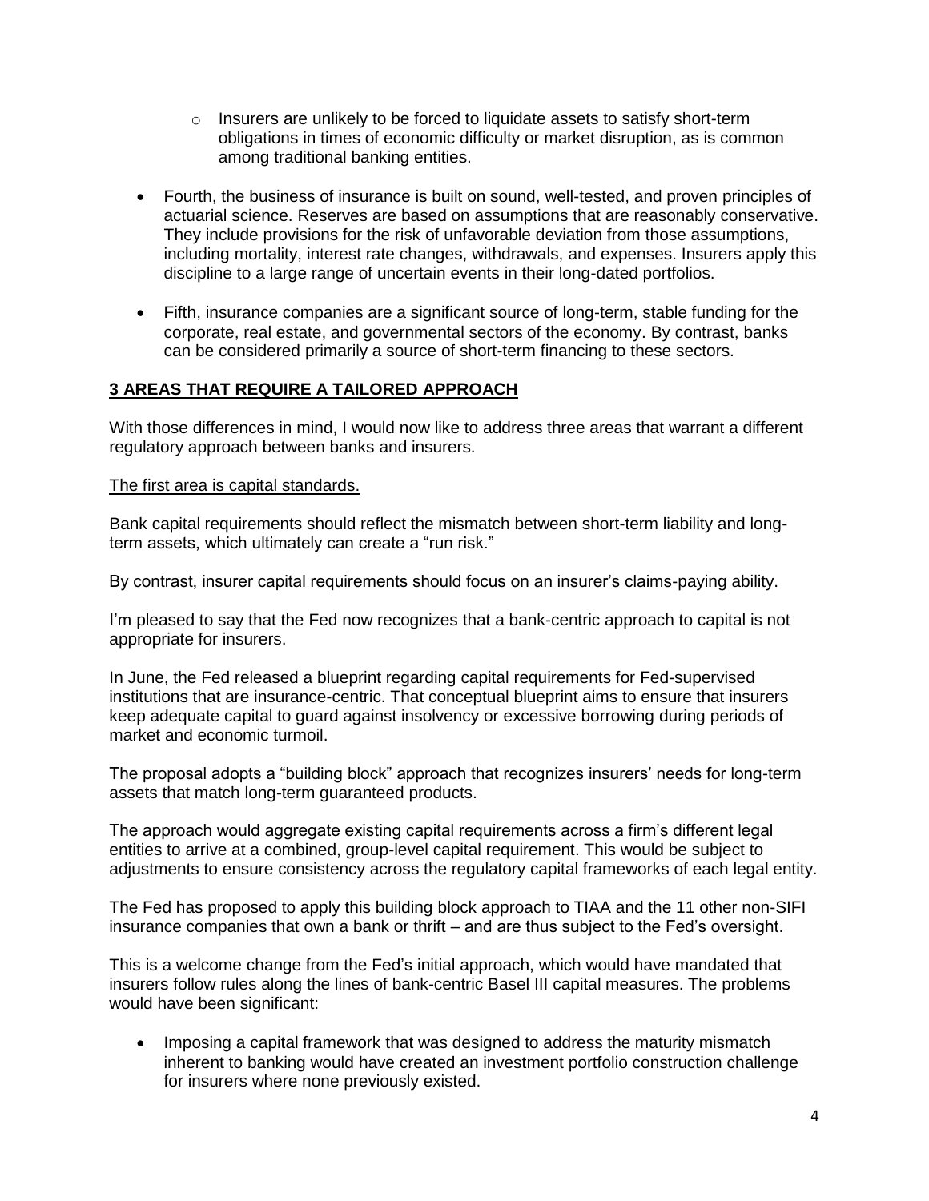- Insurers are unlikely to be forced to liquidate assets to satisfy short-term obligations in times of economic difficulty or market disruption, as is common among traditional banking entities.

- Fourth, the business of insurance is built on sound, well-tested, and proven principles of actuarial science. Reserves are based on assumptions that are reasonably conservative. They include provisions for the risk of unfavorable deviation from those assumptions, including mortality, interest rate changes, withdrawals, and expenses. Insurers apply this discipline to a large range of uncertain events in their long-dated portfolios.

- Fifth, insurance companies are a significant source of long-term, stable funding for the corporate, real estate, and governmental sectors of the economy. By contrast, banks can be considered primarily a source of short-term financing to these sectors.

## 3 AREAS THAT REQUIRE A TAILORED APPROACH

With those differences in mind, I would now like to address three areas that warrant a different regulatory approach between banks and insurers.

The first area is capital standards.

Bank capital requirements should reflect the mismatch between short-term liability and long-term assets, which ultimately can create a "run risk."

By contrast, insurer capital requirements should focus on an insurer's claims-paying ability.

I'm pleased to say that the Fed now recognizes that a bank-centric approach to capital is not appropriate for insurers.

In June, the Fed released a blueprint regarding capital requirements for Fed-supervised institutions that are insurance-centric. That conceptual blueprint aims to ensure that insurers keep adequate capital to guard against insolvency or excessive borrowing during periods of market and economic turmoil.

The proposal adopts a "building block" approach that recognizes insurers' needs for long-term assets that match long-term guaranteed products.

The approach would aggregate existing capital requirements across a firm's different legal entities to arrive at a combined, group-level capital requirement. This would be subject to adjustments to ensure consistency across the regulatory capital frameworks of each legal entity.

The Fed has proposed to apply this building block approach to TIAA and the 11 other non-SIFI insurance companies that own a bank or thrift – and are thus subject to the Fed's oversight.

This is a welcome change from the Fed's initial approach, which would have mandated that insurers follow rules along the lines of bank-centric Basel III capital measures. The problems would have been significant:

- Imposing a capital framework that was designed to address the maturity mismatch inherent to banking would have created an investment portfolio construction challenge for insurers where none previously existed.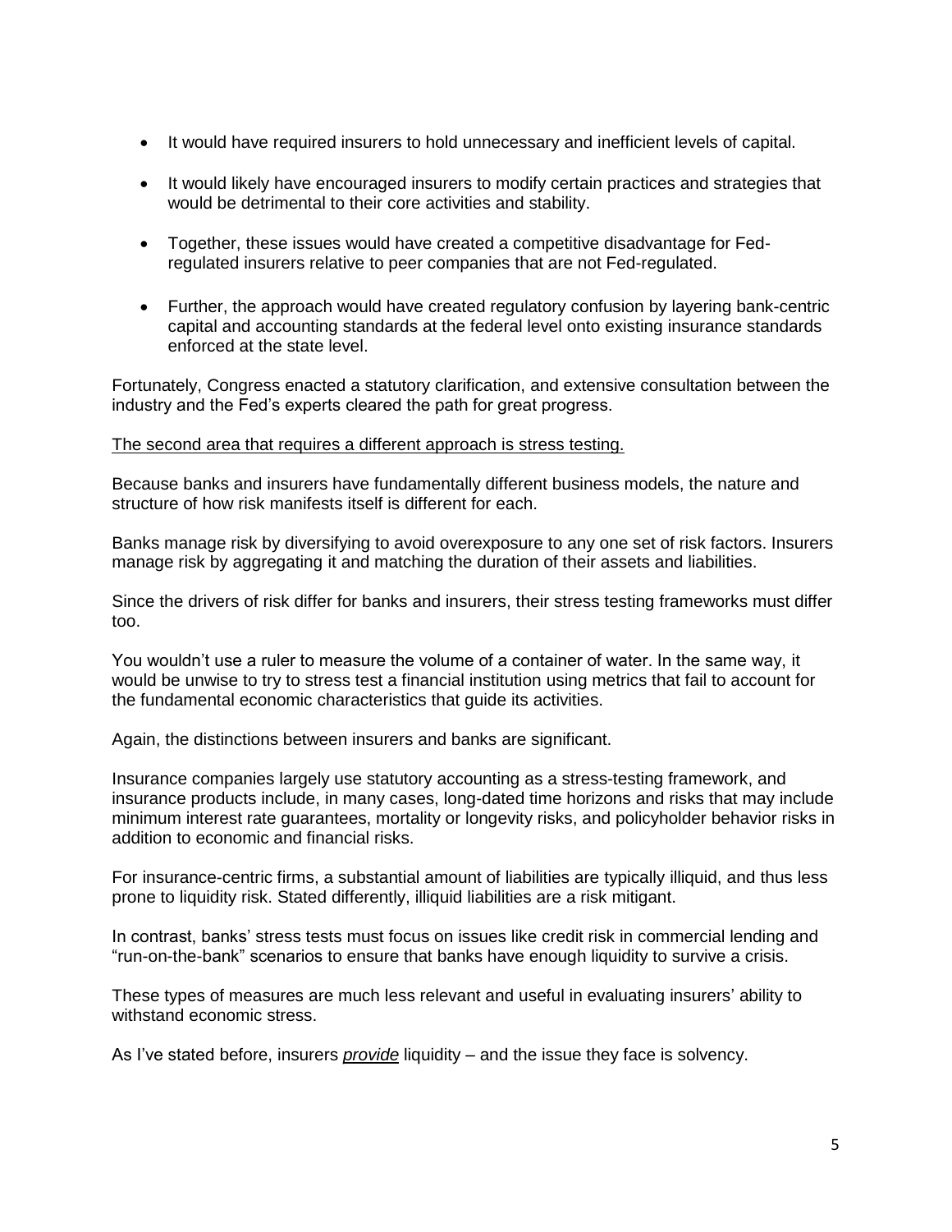- It would have required insurers to hold unnecessary and inefficient levels of capital.
- It would likely have encouraged insurers to modify certain practices and strategies that would be detrimental to their core activities and stability.
- Together, these issues would have created a competitive disadvantage for Fed-regulated insurers relative to peer companies that are not Fed-regulated.
- Further, the approach would have created regulatory confusion by layering bank-centric capital and accounting standards at the federal level onto existing insurance standards enforced at the state level.

Fortunately, Congress enacted a statutory clarification, and extensive consultation between the industry and the Fed's experts cleared the path for great progress.

<u>The second area that requires a different approach is stress testing.</u>

Because banks and insurers have fundamentally different business models, the nature and structure of how risk manifests itself is different for each.

Banks manage risk by diversifying to avoid overexposure to any one set of risk factors. Insurers manage risk by aggregating it and matching the duration of their assets and liabilities.

Since the drivers of risk differ for banks and insurers, their stress testing frameworks must differ too.

You wouldn't use a ruler to measure the volume of a container of water. In the same way, it would be unwise to try to stress test a financial institution using metrics that fail to account for the fundamental economic characteristics that guide its activities.

Again, the distinctions between insurers and banks are significant.

Insurance companies largely use statutory accounting as a stress-testing framework, and insurance products include, in many cases, long-dated time horizons and risks that may include minimum interest rate guarantees, mortality or longevity risks, and policyholder behavior risks in addition to economic and financial risks.

For insurance-centric firms, a substantial amount of liabilities are typically illiquid, and thus less prone to liquidity risk. Stated differently, illiquid liabilities are a risk mitigant.

In contrast, banks' stress tests must focus on issues like credit risk in commercial lending and "run-on-the-bank" scenarios to ensure that banks have enough liquidity to survive a crisis.

These types of measures are much less relevant and useful in evaluating insurers' ability to withstand economic stress.

As I've stated before, insurers <u>*provide*</u> liquidity – and the issue they face is solvency.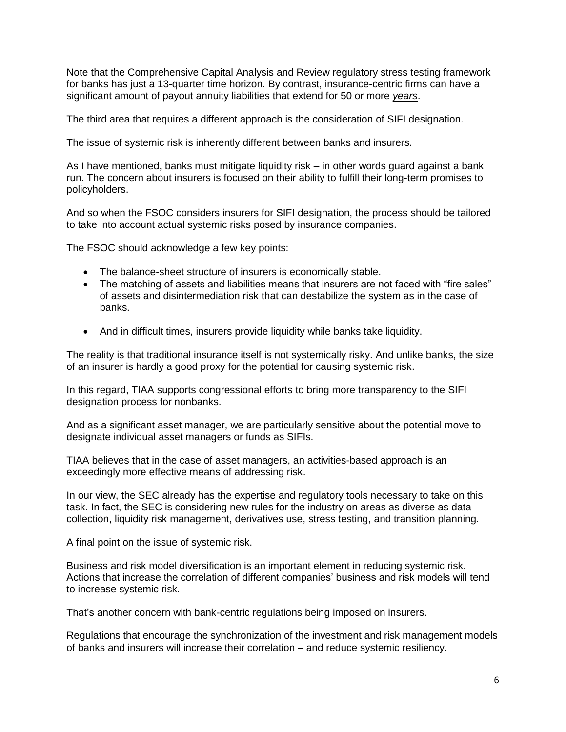Note that the Comprehensive Capital Analysis and Review regulatory stress testing framework for banks has just a 13-quarter time horizon. By contrast, insurance-centric firms can have a significant amount of payout annuity liabilities that extend for 50 or more *years*.

The third area that requires a different approach is the consideration of SIFI designation.

The issue of systemic risk is inherently different between banks and insurers.

As I have mentioned, banks must mitigate liquidity risk – in other words guard against a bank run. The concern about insurers is focused on their ability to fulfill their long-term promises to policyholders.

And so when the FSOC considers insurers for SIFI designation, the process should be tailored to take into account actual systemic risks posed by insurance companies.

The FSOC should acknowledge a few key points:

- The balance-sheet structure of insurers is economically stable.
- The matching of assets and liabilities means that insurers are not faced with "fire sales" of assets and disintermediation risk that can destabilize the system as in the case of banks.
- And in difficult times, insurers provide liquidity while banks take liquidity.

The reality is that traditional insurance itself is not systemically risky. And unlike banks, the size of an insurer is hardly a good proxy for the potential for causing systemic risk.

In this regard, TIAA supports congressional efforts to bring more transparency to the SIFI designation process for nonbanks.

And as a significant asset manager, we are particularly sensitive about the potential move to designate individual asset managers or funds as SIFIs.

TIAA believes that in the case of asset managers, an activities-based approach is an exceedingly more effective means of addressing risk.

In our view, the SEC already has the expertise and regulatory tools necessary to take on this task. In fact, the SEC is considering new rules for the industry on areas as diverse as data collection, liquidity risk management, derivatives use, stress testing, and transition planning.

A final point on the issue of systemic risk.

Business and risk model diversification is an important element in reducing systemic risk. Actions that increase the correlation of different companies' business and risk models will tend to increase systemic risk.

That's another concern with bank-centric regulations being imposed on insurers.

Regulations that encourage the synchronization of the investment and risk management models of banks and insurers will increase their correlation – and reduce systemic resiliency.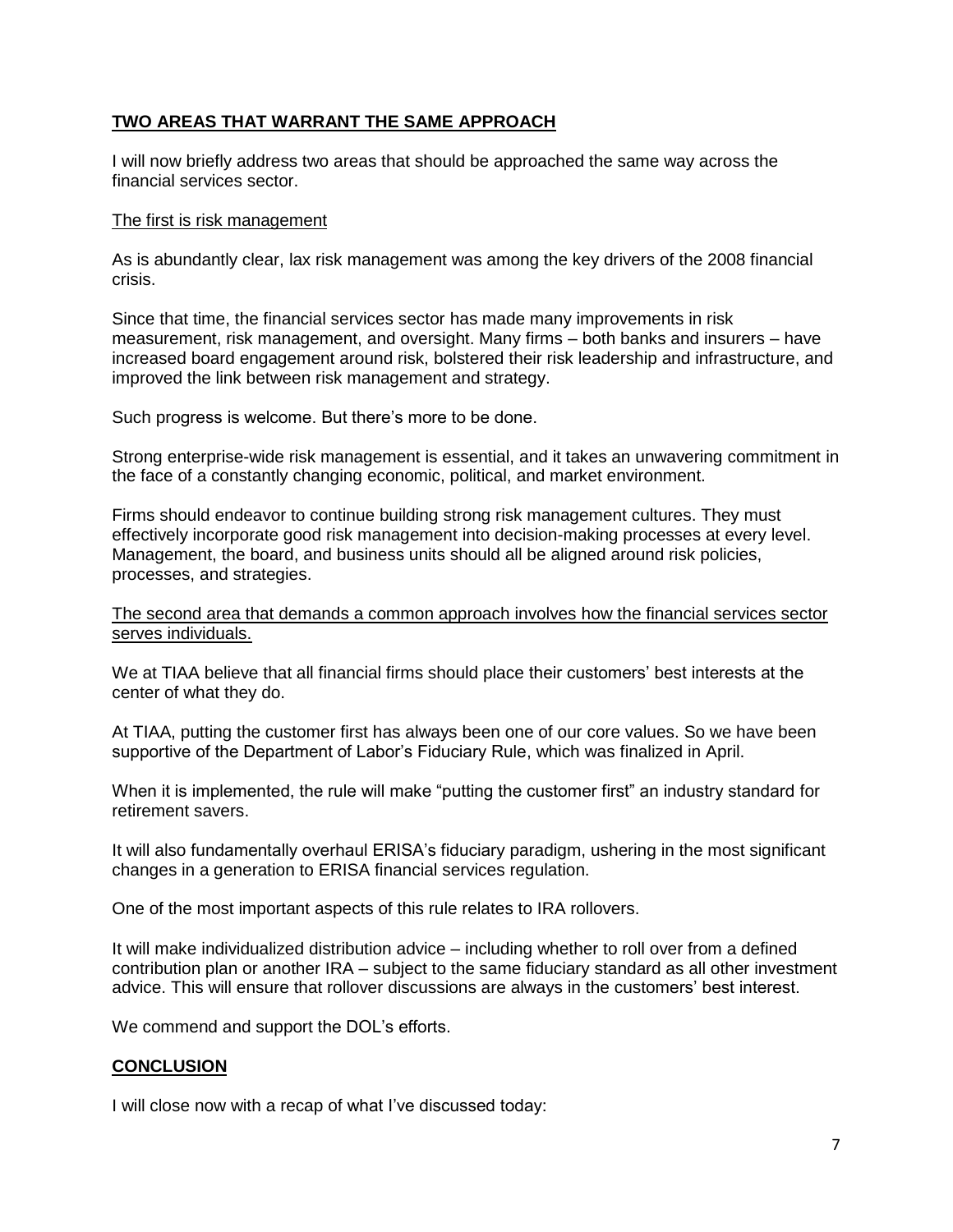## **TWO AREAS THAT WARRANT THE SAME APPROACH**

I will now briefly address two areas that should be approached the same way across the financial services sector.

The first is risk management

As is abundantly clear, lax risk management was among the key drivers of the 2008 financial crisis.

Since that time, the financial services sector has made many improvements in risk measurement, risk management, and oversight. Many firms – both banks and insurers – have increased board engagement around risk, bolstered their risk leadership and infrastructure, and improved the link between risk management and strategy.

Such progress is welcome. But there's more to be done.

Strong enterprise-wide risk management is essential, and it takes an unwavering commitment in the face of a constantly changing economic, political, and market environment.

Firms should endeavor to continue building strong risk management cultures. They must effectively incorporate good risk management into decision-making processes at every level. Management, the board, and business units should all be aligned around risk policies, processes, and strategies.

The second area that demands a common approach involves how the financial services sector serves individuals.

We at TIAA believe that all financial firms should place their customers' best interests at the center of what they do.

At TIAA, putting the customer first has always been one of our core values. So we have been supportive of the Department of Labor's Fiduciary Rule, which was finalized in April.

When it is implemented, the rule will make "putting the customer first" an industry standard for retirement savers.

It will also fundamentally overhaul ERISA's fiduciary paradigm, ushering in the most significant changes in a generation to ERISA financial services regulation.

One of the most important aspects of this rule relates to IRA rollovers.

It will make individualized distribution advice – including whether to roll over from a defined contribution plan or another IRA – subject to the same fiduciary standard as all other investment advice. This will ensure that rollover discussions are always in the customers' best interest.

We commend and support the DOL's efforts.

## **CONCLUSION**

I will close now with a recap of what I've discussed today: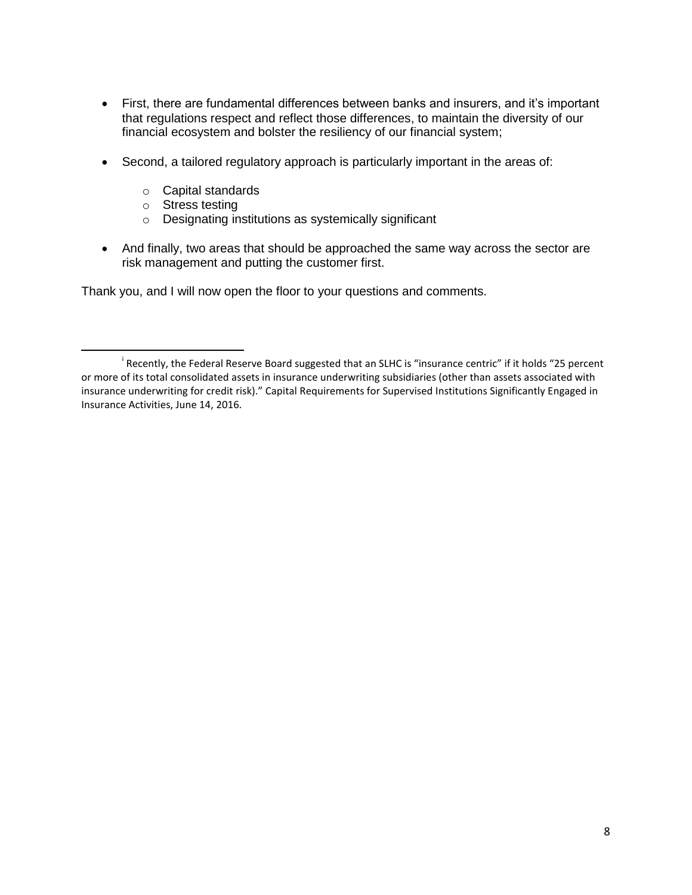- First, there are fundamental differences between banks and insurers, and it's important that regulations respect and reflect those differences, to maintain the diversity of our financial ecosystem and bolster the resiliency of our financial system;

- Second, a tailored regulatory approach is particularly important in the areas of:
  - Capital standards
  - Stress testing
  - Designating institutions as systemically significant

- And finally, two areas that should be approached the same way across the sector are risk management and putting the customer first.

Thank you, and I will now open the floor to your questions and comments.

---

[i] Recently, the Federal Reserve Board suggested that an SLHC is "insurance centric" if it holds "25 percent or more of its total consolidated assets in insurance underwriting subsidiaries (other than assets associated with insurance underwriting for credit risk)." Capital Requirements for Supervised Institutions Significantly Engaged in Insurance Activities, June 14, 2016.